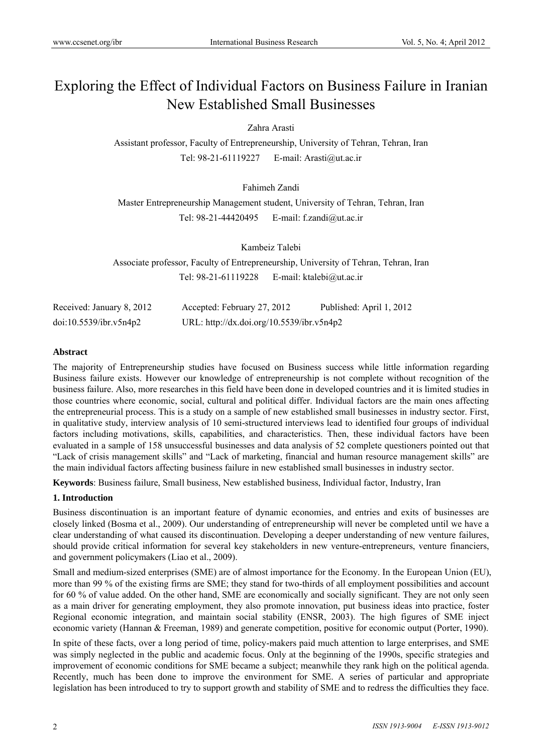# Exploring the Effect of Individual Factors on Business Failure in Iranian New Established Small Businesses

Zahra Arasti

Assistant professor, Faculty of Entrepreneurship, University of Tehran, Tehran, Iran

Tel: 98-21-61119227 E-mail: Arasti@ut.ac.ir

Fahimeh Zandi

Master Entrepreneurship Management student, University of Tehran, Tehran, Iran

Tel: 98-21-44420495 E-mail: f.zandi@ut.ac.ir

Kambeiz Talebi

Associate professor, Faculty of Entrepreneurship, University of Tehran, Tehran, Iran

Tel: 98-21-61119228 E-mail: ktalebi@ut.ac.ir

Received: January 8, 2012 Accepted: February 27, 2012 Published: April 1, 2012

doi:10.5539/ibr.v5n4p2 URL: http://dx.doi.org/10.5539/ibr.v5n4p2

## Abstract

The majority of Entrepreneurship studies have focused on Business success while little information regarding Business failure exists. However our knowledge of entrepreneurship is not complete without recognition of the business failure. Also, more researches in this field have been done in developed countries and it is limited studies in those countries where economic, social, cultural and political differ. Individual factors are the main ones affecting the entrepreneurial process. This is a study on a sample of new established small businesses in industry sector. First, in qualitative study, interview analysis of 10 semi-structured interviews lead to identified four groups of individual factors including motivations, skills, capabilities, and characteristics. Then, these individual factors have been evaluated in a sample of 158 unsuccessful businesses and data analysis of 52 complete questioners pointed out that "Lack of crisis management skills" and "Lack of marketing, financial and human resource management skills" are the main individual factors affecting business failure in new established small businesses in industry sector.

**Keywords**: Business failure, Small business, New established business, Individual factor, Industry, Iran

## 1. Introduction

Business discontinuation is an important feature of dynamic economies, and entries and exits of businesses are closely linked (Bosma et al., 2009). Our understanding of entrepreneurship will never be completed until we have a clear understanding of what caused its discontinuation. Developing a deeper understanding of new venture failures, should provide critical information for several key stakeholders in new venture-entrepreneurs, venture financiers, and government policymakers (Liao et al., 2009).

Small and medium-sized enterprises (SME) are of almost importance for the Economy. In the European Union (EU), more than 99 % of the existing firms are SME; they stand for two-thirds of all employment possibilities and account for 60 % of value added. On the other hand, SME are economically and socially significant. They are not only seen as a main driver for generating employment, they also promote innovation, put business ideas into practice, foster Regional economic integration, and maintain social stability (ENSR, 2003). The high figures of SME inject economic variety (Hannan & Freeman, 1989) and generate competition, positive for economic output (Porter, 1990).

In spite of these facts, over a long period of time, policy-makers paid much attention to large enterprises, and SME was simply neglected in the public and academic focus. Only at the beginning of the 1990s, specific strategies and improvement of economic conditions for SME became a subject; meanwhile they rank high on the political agenda. Recently, much has been done to improve the environment for SME. A series of particular and appropriate legislation has been introduced to try to support growth and stability of SME and to redress the difficulties they face.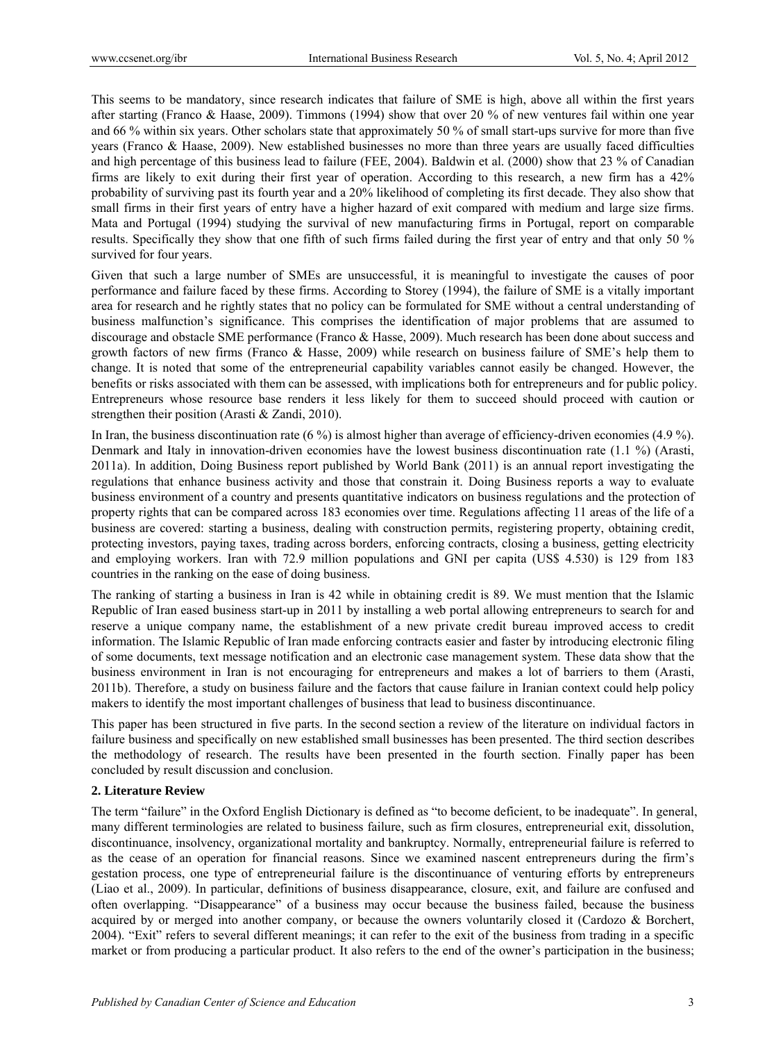This seems to be mandatory, since research indicates that failure of SME is high, above all within the first years after starting (Franco & Haase, 2009). Timmons (1994) show that over 20 % of new ventures fail within one year and 66 % within six years. Other scholars state that approximately 50 % of small start-ups survive for more than five years (Franco & Haase, 2009). New established businesses no more than three years are usually faced difficulties and high percentage of this business lead to failure (FEE, 2004). Baldwin et al. (2000) show that 23 % of Canadian firms are likely to exit during their first year of operation. According to this research, a new firm has a 42% probability of surviving past its fourth year and a 20% likelihood of completing its first decade. They also show that small firms in their first years of entry have a higher hazard of exit compared with medium and large size firms. Mata and Portugal (1994) studying the survival of new manufacturing firms in Portugal, report on comparable results. Specifically they show that one fifth of such firms failed during the first year of entry and that only 50 % survived for four years.

Given that such a large number of SMEs are unsuccessful, it is meaningful to investigate the causes of poor performance and failure faced by these firms. According to Storey (1994), the failure of SME is a vitally important area for research and he rightly states that no policy can be formulated for SME without a central understanding of business malfunction's significance. This comprises the identification of major problems that are assumed to discourage and obstacle SME performance (Franco & Hasse, 2009). Much research has been done about success and growth factors of new firms (Franco & Hasse, 2009) while research on business failure of SME's help them to change. It is noted that some of the entrepreneurial capability variables cannot easily be changed. However, the benefits or risks associated with them can be assessed, with implications both for entrepreneurs and for public policy. Entrepreneurs whose resource base renders it less likely for them to succeed should proceed with caution or strengthen their position (Arasti & Zandi, 2010).

In Iran, the business discontinuation rate (6 %) is almost higher than average of efficiency-driven economies (4.9 %). Denmark and Italy in innovation-driven economies have the lowest business discontinuation rate (1.1 %) (Arasti, 2011a). In addition, Doing Business report published by World Bank (2011) is an annual report investigating the regulations that enhance business activity and those that constrain it. Doing Business reports a way to evaluate business environment of a country and presents quantitative indicators on business regulations and the protection of property rights that can be compared across 183 economies over time. Regulations affecting 11 areas of the life of a business are covered: starting a business, dealing with construction permits, registering property, obtaining credit, protecting investors, paying taxes, trading across borders, enforcing contracts, closing a business, getting electricity and employing workers. Iran with 72.9 million populations and GNI per capita (US$ 4.530) is 129 from 183 countries in the ranking on the ease of doing business.

The ranking of starting a business in Iran is 42 while in obtaining credit is 89. We must mention that the Islamic Republic of Iran eased business start-up in 2011 by installing a web portal allowing entrepreneurs to search for and reserve a unique company name, the establishment of a new private credit bureau improved access to credit information. The Islamic Republic of Iran made enforcing contracts easier and faster by introducing electronic filing of some documents, text message notification and an electronic case management system. These data show that the business environment in Iran is not encouraging for entrepreneurs and makes a lot of barriers to them (Arasti, 2011b). Therefore, a study on business failure and the factors that cause failure in Iranian context could help policy makers to identify the most important challenges of business that lead to business discontinuance.

This paper has been structured in five parts. In the second section a review of the literature on individual factors in failure business and specifically on new established small businesses has been presented. The third section describes the methodology of research. The results have been presented in the fourth section. Finally paper has been concluded by result discussion and conclusion.

## 2. Literature Review

The term "failure" in the Oxford English Dictionary is defined as "to become deficient, to be inadequate". In general, many different terminologies are related to business failure, such as firm closures, entrepreneurial exit, dissolution, discontinuance, insolvency, organizational mortality and bankruptcy. Normally, entrepreneurial failure is referred to as the cease of an operation for financial reasons. Since we examined nascent entrepreneurs during the firm's gestation process, one type of entrepreneurial failure is the discontinuance of venturing efforts by entrepreneurs (Liao et al., 2009). In particular, definitions of business disappearance, closure, exit, and failure are confused and often overlapping. "Disappearance" of a business may occur because the business failed, because the business acquired by or merged into another company, or because the owners voluntarily closed it (Cardozo & Borchert, 2004). "Exit" refers to several different meanings; it can refer to the exit of the business from trading in a specific market or from producing a particular product. It also refers to the end of the owner's participation in the business;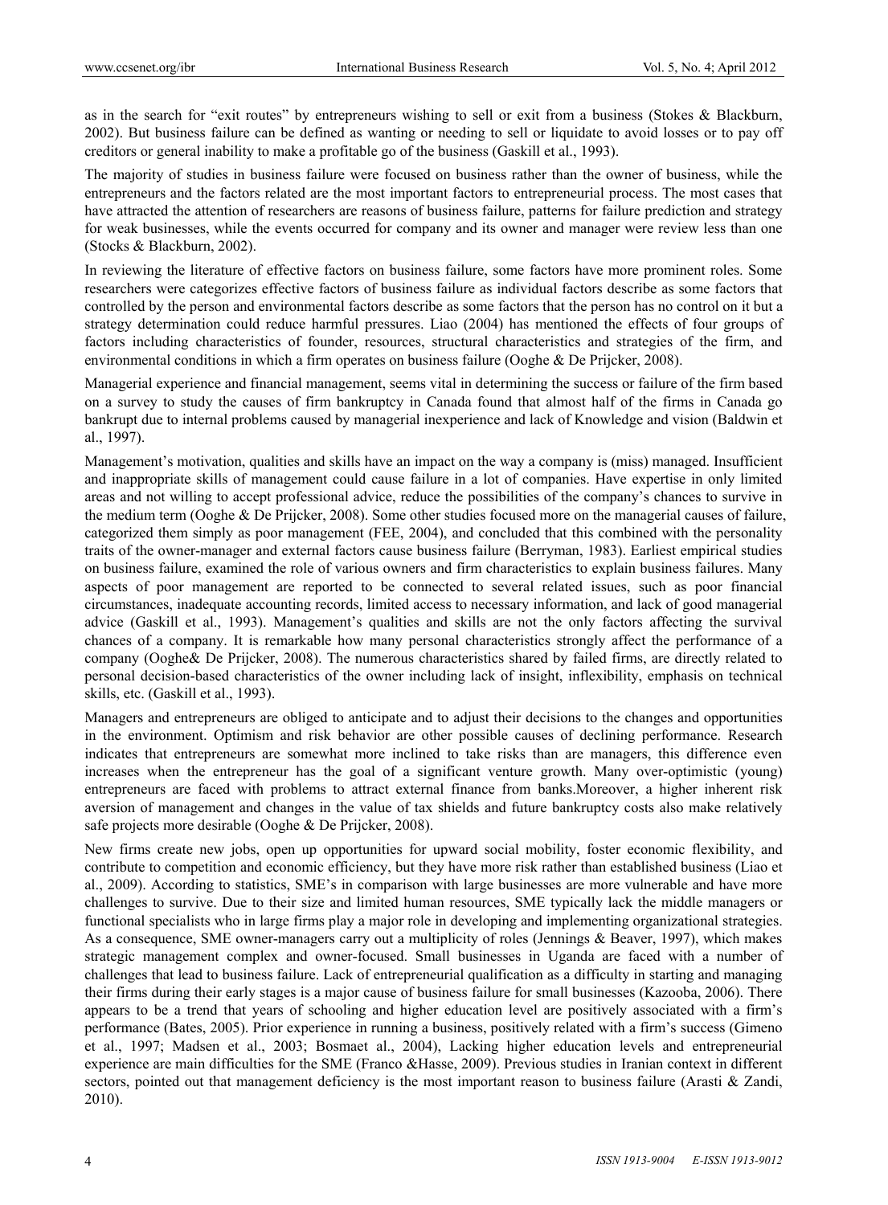as in the search for "exit routes" by entrepreneurs wishing to sell or exit from a business (Stokes & Blackburn, 2002). But business failure can be defined as wanting or needing to sell or liquidate to avoid losses or to pay off creditors or general inability to make a profitable go of the business (Gaskill et al., 1993).

The majority of studies in business failure were focused on business rather than the owner of business, while the entrepreneurs and the factors related are the most important factors to entrepreneurial process. The most cases that have attracted the attention of researchers are reasons of business failure, patterns for failure prediction and strategy for weak businesses, while the events occurred for company and its owner and manager were review less than one (Stocks & Blackburn, 2002).

In reviewing the literature of effective factors on business failure, some factors have more prominent roles. Some researchers were categorizes effective factors of business failure as individual factors describe as some factors that controlled by the person and environmental factors describe as some factors that the person has no control on it but a strategy determination could reduce harmful pressures. Liao (2004) has mentioned the effects of four groups of factors including characteristics of founder, resources, structural characteristics and strategies of the firm, and environmental conditions in which a firm operates on business failure (Ooghe & De Prijcker, 2008).

Managerial experience and financial management, seems vital in determining the success or failure of the firm based on a survey to study the causes of firm bankruptcy in Canada found that almost half of the firms in Canada go bankrupt due to internal problems caused by managerial inexperience and lack of Knowledge and vision (Baldwin et al., 1997).

Management's motivation, qualities and skills have an impact on the way a company is (miss) managed. Insufficient and inappropriate skills of management could cause failure in a lot of companies. Have expertise in only limited areas and not willing to accept professional advice, reduce the possibilities of the company's chances to survive in the medium term (Ooghe & De Prijcker, 2008). Some other studies focused more on the managerial causes of failure, categorized them simply as poor management (FEE, 2004), and concluded that this combined with the personality traits of the owner-manager and external factors cause business failure (Berryman, 1983). Earliest empirical studies on business failure, examined the role of various owners and firm characteristics to explain business failures. Many aspects of poor management are reported to be connected to several related issues, such as poor financial circumstances, inadequate accounting records, limited access to necessary information, and lack of good managerial advice (Gaskill et al., 1993). Management's qualities and skills are not the only factors affecting the survival chances of a company. It is remarkable how many personal characteristics strongly affect the performance of a company (Ooghe& De Prijcker, 2008). The numerous characteristics shared by failed firms, are directly related to personal decision-based characteristics of the owner including lack of insight, inflexibility, emphasis on technical skills, etc. (Gaskill et al., 1993).

Managers and entrepreneurs are obliged to anticipate and to adjust their decisions to the changes and opportunities in the environment. Optimism and risk behavior are other possible causes of declining performance. Research indicates that entrepreneurs are somewhat more inclined to take risks than are managers, this difference even increases when the entrepreneur has the goal of a significant venture growth. Many over-optimistic (young) entrepreneurs are faced with problems to attract external finance from banks.Moreover, a higher inherent risk aversion of management and changes in the value of tax shields and future bankruptcy costs also make relatively safe projects more desirable (Ooghe & De Prijcker, 2008).

New firms create new jobs, open up opportunities for upward social mobility, foster economic flexibility, and contribute to competition and economic efficiency, but they have more risk rather than established business (Liao et al., 2009). According to statistics, SME's in comparison with large businesses are more vulnerable and have more challenges to survive. Due to their size and limited human resources, SME typically lack the middle managers or functional specialists who in large firms play a major role in developing and implementing organizational strategies. As a consequence, SME owner-managers carry out a multiplicity of roles (Jennings & Beaver, 1997), which makes strategic management complex and owner-focused. Small businesses in Uganda are faced with a number of challenges that lead to business failure. Lack of entrepreneurial qualification as a difficulty in starting and managing their firms during their early stages is a major cause of business failure for small businesses (Kazooba, 2006). There appears to be a trend that years of schooling and higher education level are positively associated with a firm's performance (Bates, 2005). Prior experience in running a business, positively related with a firm's success (Gimeno et al., 1997; Madsen et al., 2003; Bosmaet al., 2004), Lacking higher education levels and entrepreneurial experience are main difficulties for the SME (Franco &Hasse, 2009). Previous studies in Iranian context in different sectors, pointed out that management deficiency is the most important reason to business failure (Arasti & Zandi, 2010).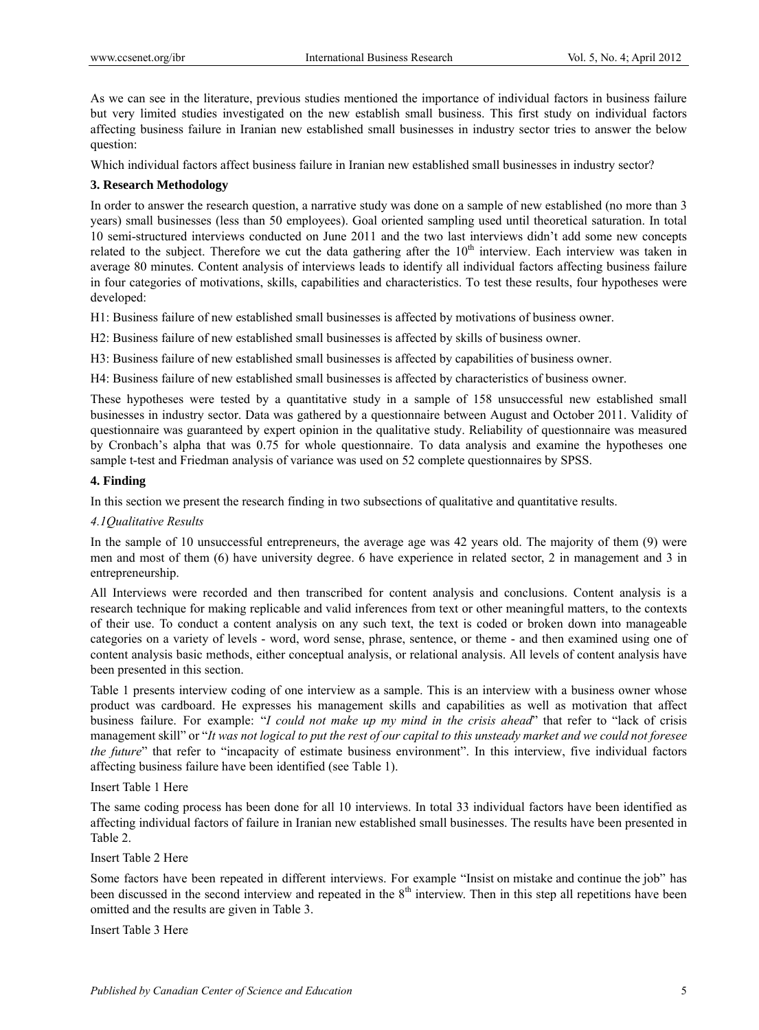As we can see in the literature, previous studies mentioned the importance of individual factors in business failure but very limited studies investigated on the new establish small business. This first study on individual factors affecting business failure in Iranian new established small businesses in industry sector tries to answer the below question:

Which individual factors affect business failure in Iranian new established small businesses in industry sector?

### 3. Research Methodology

In order to answer the research question, a narrative study was done on a sample of new established (no more than 3 years) small businesses (less than 50 employees). Goal oriented sampling used until theoretical saturation. In total 10 semi-structured interviews conducted on June 2011 and the two last interviews didn't add some new concepts related to the subject. Therefore we cut the data gathering after the 10th interview. Each interview was taken in average 80 minutes. Content analysis of interviews leads to identify all individual factors affecting business failure in four categories of motivations, skills, capabilities and characteristics. To test these results, four hypotheses were developed:

H1: Business failure of new established small businesses is affected by motivations of business owner.

H2: Business failure of new established small businesses is affected by skills of business owner.

H3: Business failure of new established small businesses is affected by capabilities of business owner.

H4: Business failure of new established small businesses is affected by characteristics of business owner.

These hypotheses were tested by a quantitative study in a sample of 158 unsuccessful new established small businesses in industry sector. Data was gathered by a questionnaire between August and October 2011. Validity of questionnaire was guaranteed by expert opinion in the qualitative study. Reliability of questionnaire was measured by Cronbach's alpha that was 0.75 for whole questionnaire. To data analysis and examine the hypotheses one sample t-test and Friedman analysis of variance was used on 52 complete questionnaires by SPSS.

### 4. Finding

In this section we present the research finding in two subsections of qualitative and quantitative results.

#### *4.1Qualitative Results*

In the sample of 10 unsuccessful entrepreneurs, the average age was 42 years old. The majority of them (9) were men and most of them (6) have university degree. 6 have experience in related sector, 2 in management and 3 in entrepreneurship.

All Interviews were recorded and then transcribed for content analysis and conclusions. Content analysis is a research technique for making replicable and valid inferences from text or other meaningful matters, to the contexts of their use. To conduct a content analysis on any such text, the text is coded or broken down into manageable categories on a variety of levels - word, word sense, phrase, sentence, or theme - and then examined using one of content analysis basic methods, either conceptual analysis, or relational analysis. All levels of content analysis have been presented in this section.

Table 1 presents interview coding of one interview as a sample. This is an interview with a business owner whose product was cardboard. He expresses his management skills and capabilities as well as motivation that affect business failure. For example: "*I could not make up my mind in the crisis ahead*" that refer to "lack of crisis management skill" or "*It was not logical to put the rest of our capital to this unsteady market and we could not foresee the future*" that refer to "incapacity of estimate business environment". In this interview, five individual factors affecting business failure have been identified (see Table 1).

Insert Table 1 Here

The same coding process has been done for all 10 interviews. In total 33 individual factors have been identified as affecting individual factors of failure in Iranian new established small businesses. The results have been presented in Table 2.

Insert Table 2 Here

Some factors have been repeated in different interviews. For example "Insist on mistake and continue the job" has been discussed in the second interview and repeated in the 8th interview. Then in this step all repetitions have been omitted and the results are given in Table 3.

Insert Table 3 Here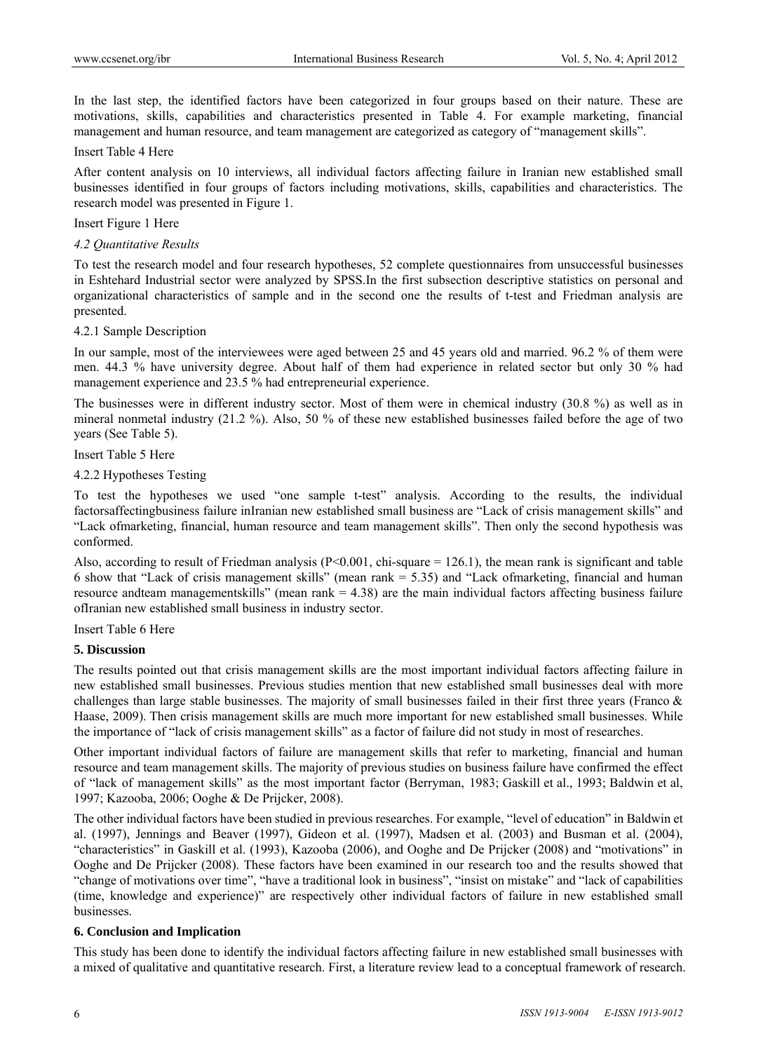In the last step, the identified factors have been categorized in four groups based on their nature. These are motivations, skills, capabilities and characteristics presented in Table 4. For example marketing, financial management and human resource, and team management are categorized as category of "management skills".

Insert Table 4 Here

After content analysis on 10 interviews, all individual factors affecting failure in Iranian new established small businesses identified in four groups of factors including motivations, skills, capabilities and characteristics. The research model was presented in Figure 1.

Insert Figure 1 Here

### *4.2 Quantitative Results*

To test the research model and four research hypotheses, 52 complete questionnaires from unsuccessful businesses in Eshtehard Industrial sector were analyzed by SPSS.In the first subsection descriptive statistics on personal and organizational characteristics of sample and in the second one the results of t-test and Friedman analysis are presented.

#### 4.2.1 Sample Description

In our sample, most of the interviewees were aged between 25 and 45 years old and married. 96.2 % of them were men. 44.3 % have university degree. About half of them had experience in related sector but only 30 % had management experience and 23.5 % had entrepreneurial experience.

The businesses were in different industry sector. Most of them were in chemical industry (30.8 %) as well as in mineral nonmetal industry (21.2 %). Also, 50 % of these new established businesses failed before the age of two years (See Table 5).

Insert Table 5 Here

#### 4.2.2 Hypotheses Testing

To test the hypotheses we used "one sample t-test" analysis. According to the results, the individual factorsaffectingbusiness failure inIranian new established small business are "Lack of crisis management skills" and "Lack ofmarketing, financial, human resource and team management skills". Then only the second hypothesis was conformed.

Also, according to result of Friedman analysis ($P<0.001$, chi-square = 126.1), the mean rank is significant and table 6 show that "Lack of crisis management skills" (mean rank = 5.35) and "Lack ofmarketing, financial and human resource andteam managementskills" (mean rank = 4.38) are the main individual factors affecting business failure ofIranian new established small business in industry sector.

Insert Table 6 Here

## 5. Discussion

The results pointed out that crisis management skills are the most important individual factors affecting failure in new established small businesses. Previous studies mention that new established small businesses deal with more challenges than large stable businesses. The majority of small businesses failed in their first three years (Franco & Haase, 2009). Then crisis management skills are much more important for new established small businesses. While the importance of "lack of crisis management skills" as a factor of failure did not study in most of researches.

Other important individual factors of failure are management skills that refer to marketing, financial and human resource and team management skills. The majority of previous studies on business failure have confirmed the effect of "lack of management skills" as the most important factor (Berryman, 1983; Gaskill et al., 1993; Baldwin et al, 1997; Kazooba, 2006; Ooghe & De Prijcker, 2008).

The other individual factors have been studied in previous researches. For example, "level of education" in Baldwin et al. (1997), Jennings and Beaver (1997), Gideon et al. (1997), Madsen et al. (2003) and Busman et al. (2004), "characteristics" in Gaskill et al. (1993), Kazooba (2006), and Ooghe and De Prijcker (2008) and "motivations" in Ooghe and De Prijcker (2008). These factors have been examined in our research too and the results showed that "change of motivations over time", "have a traditional look in business", "insist on mistake" and "lack of capabilities (time, knowledge and experience)" are respectively other individual factors of failure in new established small businesses.

## 6. Conclusion and Implication

This study has been done to identify the individual factors affecting failure in new established small businesses with a mixed of qualitative and quantitative research. First, a literature review lead to a conceptual framework of research.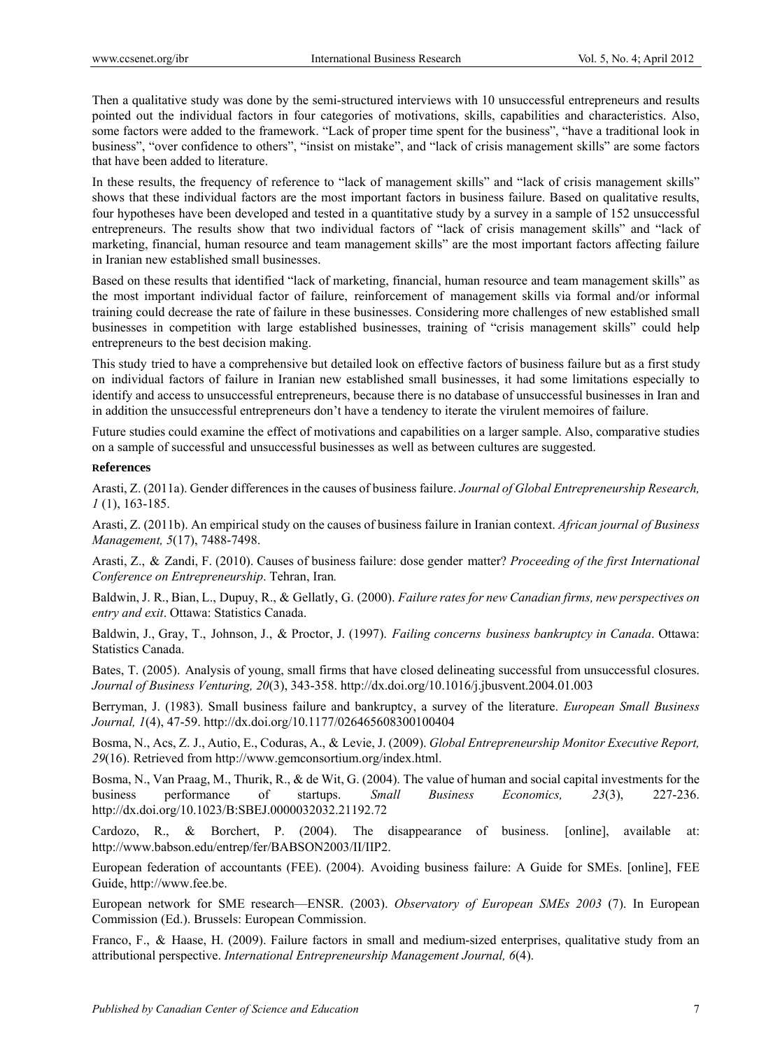Then a qualitative study was done by the semi-structured interviews with 10 unsuccessful entrepreneurs and results pointed out the individual factors in four categories of motivations, skills, capabilities and characteristics. Also, some factors were added to the framework. "Lack of proper time spent for the business", "have a traditional look in business", "over confidence to others", "insist on mistake", and "lack of crisis management skills" are some factors that have been added to literature.

In these results, the frequency of reference to "lack of management skills" and "lack of crisis management skills" shows that these individual factors are the most important factors in business failure. Based on qualitative results, four hypotheses have been developed and tested in a quantitative study by a survey in a sample of 152 unsuccessful entrepreneurs. The results show that two individual factors of "lack of crisis management skills" and "lack of marketing, financial, human resource and team management skills" are the most important factors affecting failure in Iranian new established small businesses.

Based on these results that identified "lack of marketing, financial, human resource and team management skills" as the most important individual factor of failure, reinforcement of management skills via formal and/or informal training could decrease the rate of failure in these businesses. Considering more challenges of new established small businesses in competition with large established businesses, training of "crisis management skills" could help entrepreneurs to the best decision making.

This study tried to have a comprehensive but detailed look on effective factors of business failure but as a first study on individual factors of failure in Iranian new established small businesses, it had some limitations especially to identify and access to unsuccessful entrepreneurs, because there is no database of unsuccessful businesses in Iran and in addition the unsuccessful entrepreneurs don't have a tendency to iterate the virulent memoires of failure.

Future studies could examine the effect of motivations and capabilities on a larger sample. Also, comparative studies on a sample of successful and unsuccessful businesses as well as between cultures are suggested.

## References

Arasti, Z. (2011a). Gender differences in the causes of business failure. *Journal of Global Entrepreneurship Research, 1* (1), 163-185.

Arasti, Z. (2011b). An empirical study on the causes of business failure in Iranian context. *African journal of Business Management, 5*(17), 7488-7498.

Arasti, Z., & Zandi, F. (2010). Causes of business failure: dose gender matter? *Proceeding of the first International Conference on Entrepreneurship*. Tehran, Iran.

Baldwin, J. R., Bian, L., Dupuy, R., & Gellatly, G. (2000). *Failure rates for new Canadian firms, new perspectives on entry and exit*. Ottawa: Statistics Canada.

Baldwin, J., Gray, T., Johnson, J., & Proctor, J. (1997). *Failing concerns business bankruptcy in Canada*. Ottawa: Statistics Canada.

Bates, T. (2005). Analysis of young, small firms that have closed delineating successful from unsuccessful closures. *Journal of Business Venturing, 20*(3), 343-358. http://dx.doi.org/10.1016/j.jbusvent.2004.01.003

Berryman, J. (1983). Small business failure and bankruptcy, a survey of the literature. *European Small Business Journal, 1*(4), 47-59. http://dx.doi.org/10.1177/026465608300100404

Bosma, N., Acs, Z. J., Autio, E., Coduras, A., & Levie, J. (2009). *Global Entrepreneurship Monitor Executive Report, 29*(16). Retrieved from http://www.gemconsortium.org/index.html.

Bosma, N., Van Praag, M., Thurik, R., & de Wit, G. (2004). The value of human and social capital investments for the business performance of startups. *Small Business Economics, 23*(3), 227-236. http://dx.doi.org/10.1023/B:SBEJ.0000032032.21192.72

Cardozo, R., & Borchert, P. (2004). The disappearance of business. [online], available at: http://www.babson.edu/entrep/fer/BABSON2003/II/IIP2.

European federation of accountants (FEE). (2004). Avoiding business failure: A Guide for SMEs. [online], FEE Guide, http://www.fee.be.

European network for SME research—ENSR. (2003). *Observatory of European SMEs 2003* (7). In European Commission (Ed.). Brussels: European Commission.

Franco, F., & Haase, H. (2009). Failure factors in small and medium-sized enterprises, qualitative study from an attributional perspective. *International Entrepreneurship Management Journal, 6*(4).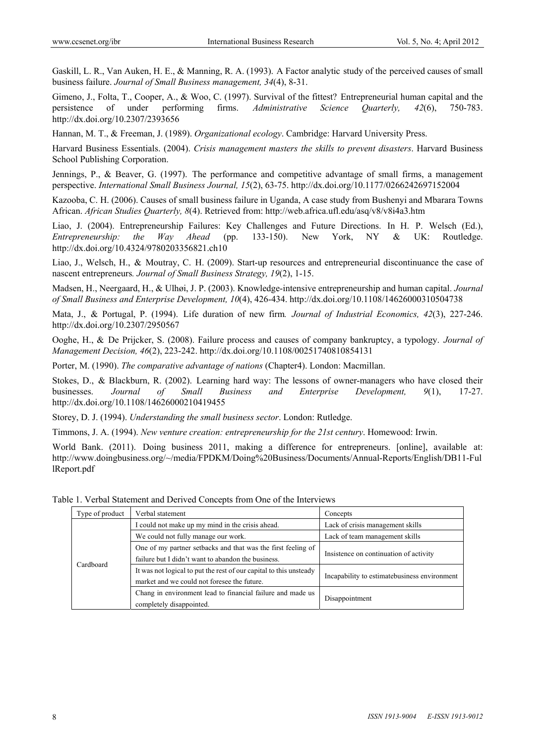Gaskill, L. R., Van Auken, H. E., & Manning, R. A. (1993). A Factor analytic study of the perceived causes of small business failure. *Journal of Small Business management, 34*(4), 8-31.

Gimeno, J., Folta, T., Cooper, A., & Woo, C. (1997). Survival of the fittest? Entrepreneurial human capital and the persistence of under performing firms. *Administrative Science Quarterly, 42*(6), 750-783. http://dx.doi.org/10.2307/2393656

Hannan, M. T., & Freeman, J. (1989). *Organizational ecology*. Cambridge: Harvard University Press.

Harvard Business Essentials. (2004). *Crisis management masters the skills to prevent disasters*. Harvard Business School Publishing Corporation.

Jennings, P., & Beaver, G. (1997). The performance and competitive advantage of small firms, a management perspective. *International Small Business Journal, 15*(2), 63-75. http://dx.doi.org/10.1177/0266242697152004

Kazooba, C. H. (2006). Causes of small business failure in Uganda, A case study from Bushenyi and Mbarara Towns African. *African Studies Quarterly, 8*(4). Retrieved from: http://web.africa.ufl.edu/asq/v8/v8i4a3.htm

Liao, J. (2004). Entrepreneurship Failures: Key Challenges and Future Directions. In H. P. Welsch (Ed.), *Entrepreneurship: the Way Ahead* (pp. 133-150). New York, NY & UK: Routledge. http://dx.doi.org/10.4324/9780203356821.ch10

Liao, J., Welsch, H., & Moutray, C. H. (2009). Start-up resources and entrepreneurial discontinuance the case of nascent entrepreneurs*. Journal of Small Business Strategy, 19*(2), 1-15.

Madsen, H., Neergaard, H., & Ulhøi, J. P. (2003). Knowledge-intensive entrepreneurship and human capital. *Journal of Small Business and Enterprise Development, 10*(4), 426-434. http://dx.doi.org/10.1108/14626000310504738

Mata, J., & Portugal, P. (1994). Life duration of new firm*. Journal of Industrial Economics, 42*(3), 227-246. http://dx.doi.org/10.2307/2950567

Ooghe, H., & De Prijcker, S. (2008). Failure process and causes of company bankruptcy, a typology. *Journal of Management Decision, 46*(2), 223-242. http://dx.doi.org/10.1108/00251740810854131

Porter, M. (1990). *The comparative advantage of nations* (Chapter4). London: Macmillan.

Stokes, D., & Blackburn, R. (2002). Learning hard way: The lessons of owner-managers who have closed their businesses. *Journal of Small Business and Enterprise Development, 9*(1), 17-27. http://dx.doi.org/10.1108/14626000210419455

Storey, D. J. (1994). *Understanding the small business sector*. London: Rutledge.

Timmons, J. A. (1994). *New venture creation: entrepreneurship for the 21st century*. Homewood: Irwin.

World Bank. (2011). Doing business 2011, making a difference for entrepreneurs. [online], available at: http://www.doingbusiness.org/~/media/FPDKM/Doing%20Business/Documents/Annual-Reports/English/DB11-FullReport.pdf

Table 1. Verbal Statement and Derived Concepts from One of the Interviews

| Type of product | Verbal statement | Concepts |
|---|---|---|
| Cardboard | I could not make up my mind in the crisis ahead. | Lack of crisis management skills |
| | We could not fully manage our work. | Lack of team management skills |
| | One of my partner setbacks and that was the first feeling of failure but I didn't want to abandon the business. | Insistence on continuation of activity |
| | It was not logical to put the rest of our capital to this unsteady market and we could not foresee the future. | Incapability to estimatebusiness environment |
| | Chang in environment lead to financial failure and made us completely disappointed. | Disappointment |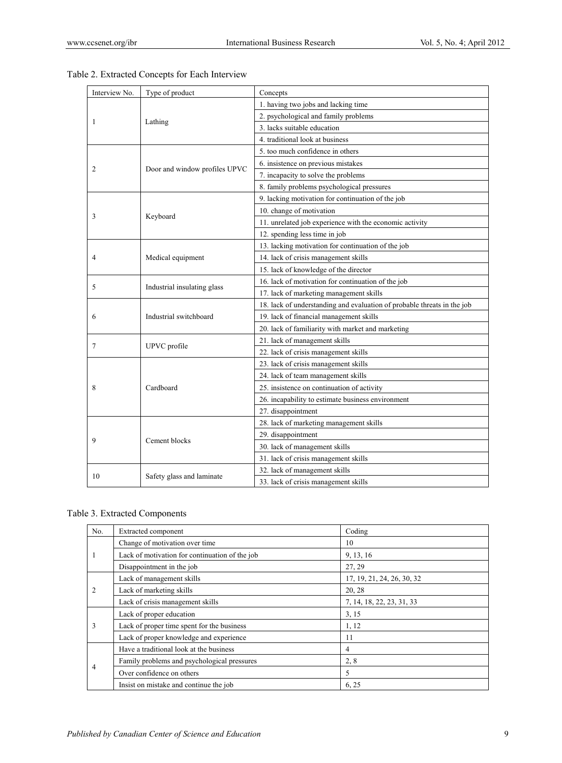Table 2. Extracted Concepts for Each Interview

| Interview No. | Type of product | Concepts |
|---|---|---|
| 1 | Lathing | 1. having two jobs and lacking time |
| | | 2. psychological and family problems |
| | | 3. lacks suitable education |
| | | 4. traditional look at business |
| 2 | Door and window profiles UPVC | 5. too much confidence in others |
| | | 6. insistence on previous mistakes |
| | | 7. incapacity to solve the problems |
| | | 8. family problems psychological pressures |
| 3 | Keyboard | 9. lacking motivation for continuation of the job |
| | | 10. change of motivation |
| | | 11. unrelated job experience with the economic activity |
| | | 12. spending less time in job |
| 4 | Medical equipment | 13. lacking motivation for continuation of the job |
| | | 14. lack of crisis management skills |
| | | 15. lack of knowledge of the director |
| 5 | Industrial insulating glass | 16. lack of motivation for continuation of the job |
| | | 17. lack of marketing management skills |
| 6 | Industrial switchboard | 18. lack of understanding and evaluation of probable threats in the job |
| | | 19. lack of financial management skills |
| | | 20. lack of familiarity with market and marketing |
| 7 | UPVC profile | 21. lack of management skills |
| | | 22. lack of crisis management skills |
| 8 | Cardboard | 23. lack of crisis management skills |
| | | 24. lack of team management skills |
| | | 25. insistence on continuation of activity |
| | | 26. incapability to estimate business environment |
| | | 27. disappointment |
| 9 | Cement blocks | 28. lack of marketing management skills |
| | | 29. disappointment |
| | | 30. lack of management skills |
| | | 31. lack of crisis management skills |
| 10 | Safety glass and laminate | 32. lack of management skills |
| | | 33. lack of crisis management skills |

Table 3. Extracted Components

| No. | Extracted component | Coding |
|---|---|---|
| 1 | Change of motivation over time | 10 |
| | Lack of motivation for continuation of the job | 9, 13, 16 |
| | Disappointment in the job | 27, 29 |
| 2 | Lack of management skills | 17, 19, 21, 24, 26, 30, 32 |
| | Lack of marketing skills | 20, 28 |
| | Lack of crisis management skills | 7, 14, 18, 22, 23, 31, 33 |
| 3 | Lack of proper education | 3, 15 |
| | Lack of proper time spent for the business | 1, 12 |
| | Lack of proper knowledge and experience | 11 |
| 4 | Have a traditional look at the business | 4 |
| | Family problems and psychological pressures | 2, 8 |
| | Over confidence on others | 5 |
| | Insist on mistake and continue the job | 6, 25 |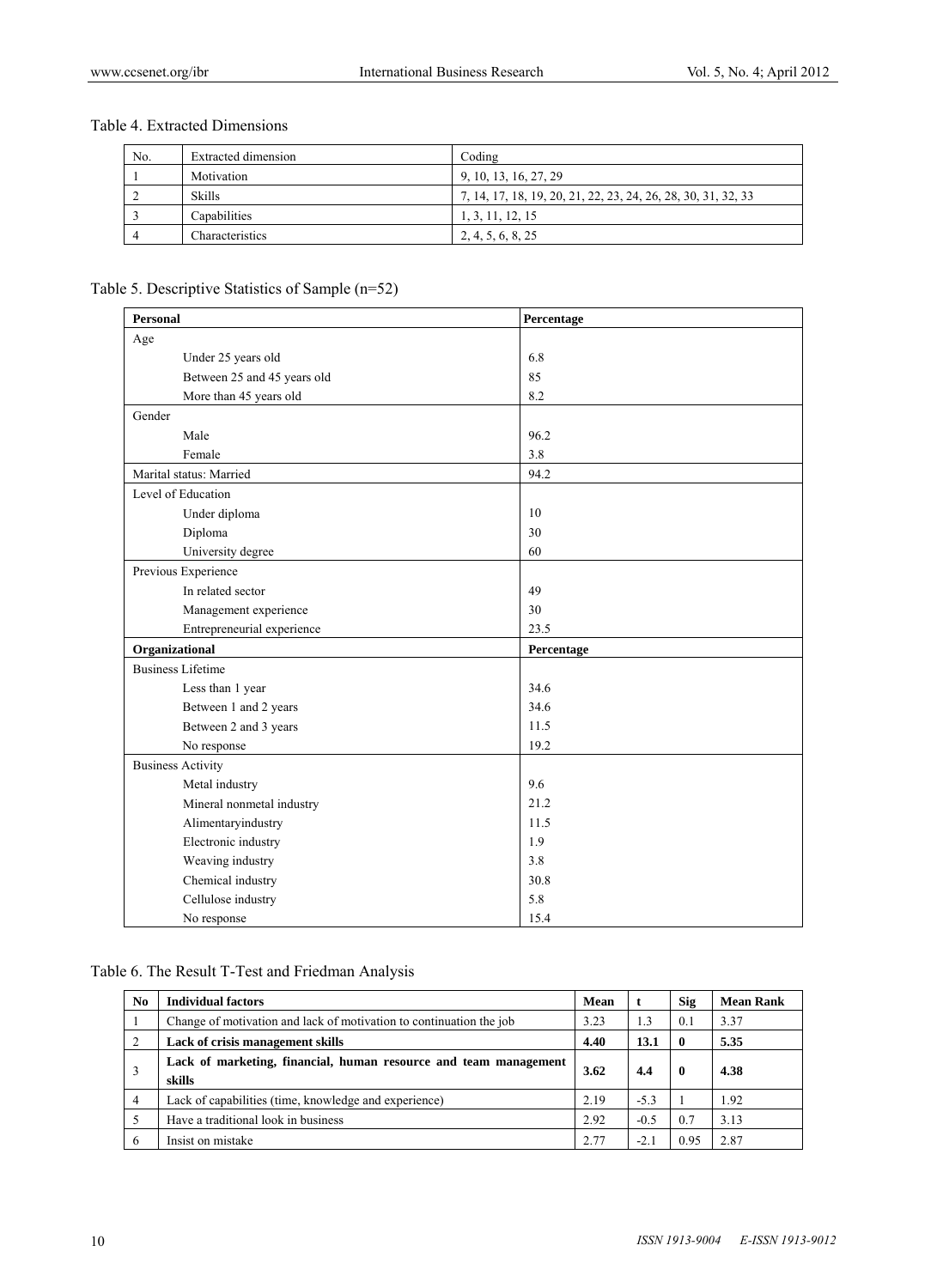Table 4. Extracted Dimensions

| No. | Extracted dimension | Coding |
|---|---|---|
| 1 | Motivation | 9, 10, 13, 16, 27, 29 |
| 2 | Skills | 7, 14, 17, 18, 19, 20, 21, 22, 23, 24, 26, 28, 30, 31, 32, 33 |
| 3 | Capabilities | 1, 3, 11, 12, 15 |
| 4 | Characteristics | 2, 4, 5, 6, 8, 25 |

Table 5. Descriptive Statistics of Sample (n=52)

| **Personal** | **Percentage** |
|---|---|
| Age | |
| Under 25 years old | 6.8 |
| Between 25 and 45 years old | 85 |
| More than 45 years old | 8.2 |
| Gender | |
| Male | 96.2 |
| Female | 3.8 |
| Marital status: Married | 94.2 |
| Level of Education | |
| Under diploma | 10 |
| Diploma | 30 |
| University degree | 60 |
| Previous Experience | |
| In related sector | 49 |
| Management experience | 30 |
| Entrepreneurial experience | 23.5 |
| **Organizational** | **Percentage** |
| Business Lifetime | |
| Less than 1 year | 34.6 |
| Between 1 and 2 years | 34.6 |
| Between 2 and 3 years | 11.5 |
| No response | 19.2 |
| Business Activity | |
| Metal industry | 9.6 |
| Mineral nonmetal industry | 21.2 |
| Alimentaryindustry | 11.5 |
| Electronic industry | 1.9 |
| Weaving industry | 3.8 |
| Chemical industry | 30.8 |
| Cellulose industry | 5.8 |
| No response | 15.4 |

Table 6. The Result T-Test and Friedman Analysis

| **No** | **Individual factors** | **Mean** | **t** | **Sig** | **Mean Rank** |
|---|---|---|---|---|---|
| 1 | Change of motivation and lack of motivation to continuation the job | 3.23 | 1.3 | 0.1 | 3.37 |
| 2 | **Lack of crisis management skills** | **4.40** | **13.1** | **0** | **5.35** |
| 3 | **Lack of marketing, financial, human resource and team management skills** | **3.62** | **4.4** | **0** | **4.38** |
| 4 | Lack of capabilities (time, knowledge and experience) | 2.19 | -5.3 | 1 | 1.92 |
| 5 | Have a traditional look in business | 2.92 | -0.5 | 0.7 | 3.13 |
| 6 | Insist on mistake | 2.77 | -2.1 | 0.95 | 2.87 |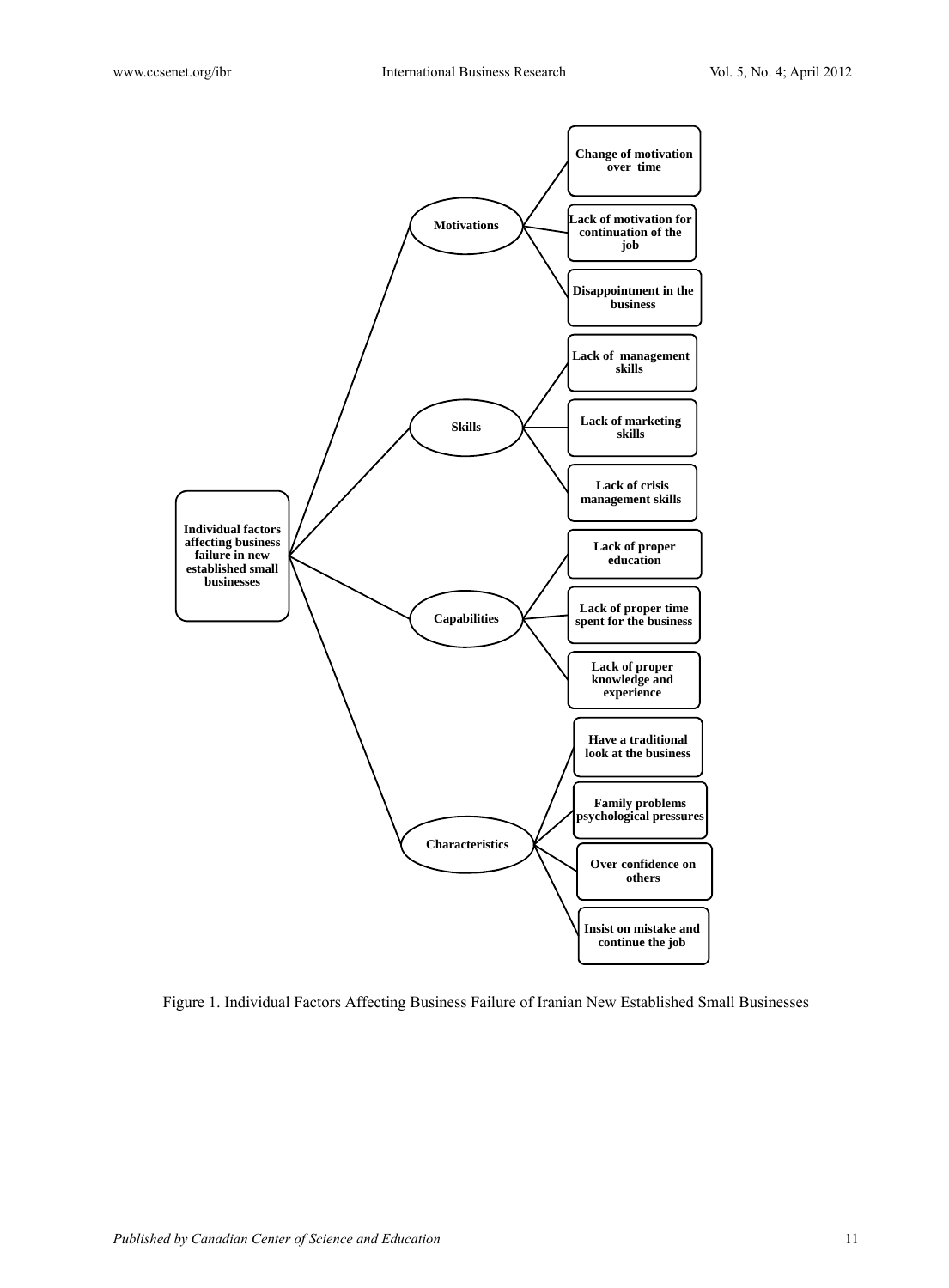Individual factors affecting business failure in new established small businesses

Motivations

Change of motivation over time

Lack of motivation for continuation of the job

Disappointment in the business

Skills

Lack of management skills

Lack of marketing skills

Lack of crisis management skills

Capabilities

Lack of proper education

Lack of proper time spent for the business

Lack of proper knowledge and experience

Characteristics

Have a traditional look at the business

Family problems psychological pressures

Over confidence on others

Insist on mistake and continue the job

Figure 1. Individual Factors Affecting Business Failure of Iranian New Established Small Businesses